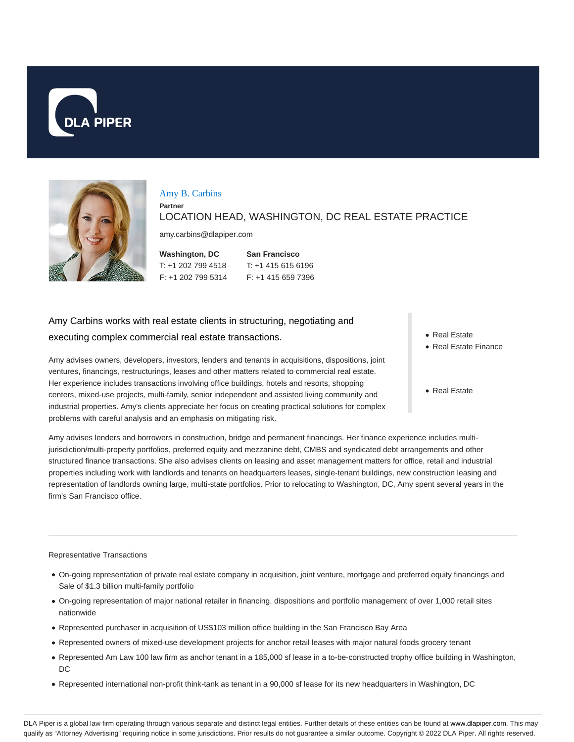# Amy B. Carbins

**Partner**

LOCATION HEAD, WASHINGTON, DC REAL ESTATE PRACTICE

amy.carbins@dlapiper.com

| Washington, DC | San Francisco |
| --- | --- |
| T: +1 202 799 4518 | T: +1 415 615 6196 |
| F: +1 202 799 5314 | F: +1 415 659 7396 |

Amy Carbins works with real estate clients in structuring, negotiating and executing complex commercial real estate transactions.

- Real Estate
- Real Estate Finance

- Real Estate

Amy advises owners, developers, investors, lenders and tenants in acquisitions, dispositions, joint ventures, financings, restructurings, leases and other matters related to commercial real estate. Her experience includes transactions involving office buildings, hotels and resorts, shopping centers, mixed-use projects, multi-family, senior independent and assisted living community and industrial properties. Amy's clients appreciate her focus on creating practical solutions for complex problems with careful analysis and an emphasis on mitigating risk.

Amy advises lenders and borrowers in construction, bridge and permanent financings. Her finance experience includes multi-jurisdiction/multi-property portfolios, preferred equity and mezzanine debt, CMBS and syndicated debt arrangements and other structured finance transactions. She also advises clients on leasing and asset management matters for office, retail and industrial properties including work with landlords and tenants on headquarters leases, single-tenant buildings, new construction leasing and representation of landlords owning large, multi-state portfolios. Prior to relocating to Washington, DC, Amy spent several years in the firm's San Francisco office.

---

Representative Transactions

- On-going representation of private real estate company in acquisition, joint venture, mortgage and preferred equity financings and Sale of $1.3 billion multi-family portfolio
- On-going representation of major national retailer in financing, dispositions and portfolio management of over 1,000 retail sites nationwide
- Represented purchaser in acquisition of US$103 million office building in the San Francisco Bay Area
- Represented owners of mixed-use development projects for anchor retail leases with major natural foods grocery tenant
- Represented Am Law 100 law firm as anchor tenant in a 185,000 sf lease in a to-be-constructed trophy office building in Washington, DC
- Represented international non-profit think-tank as tenant in a 90,000 sf lease for its new headquarters in Washington, DC

DLA Piper is a global law firm operating through various separate and distinct legal entities. Further details of these entities can be found at www.dlapiper.com. This may qualify as "Attorney Advertising" requiring notice in some jurisdictions. Prior results do not guarantee a similar outcome. Copyright © 2022 DLA Piper. All rights reserved.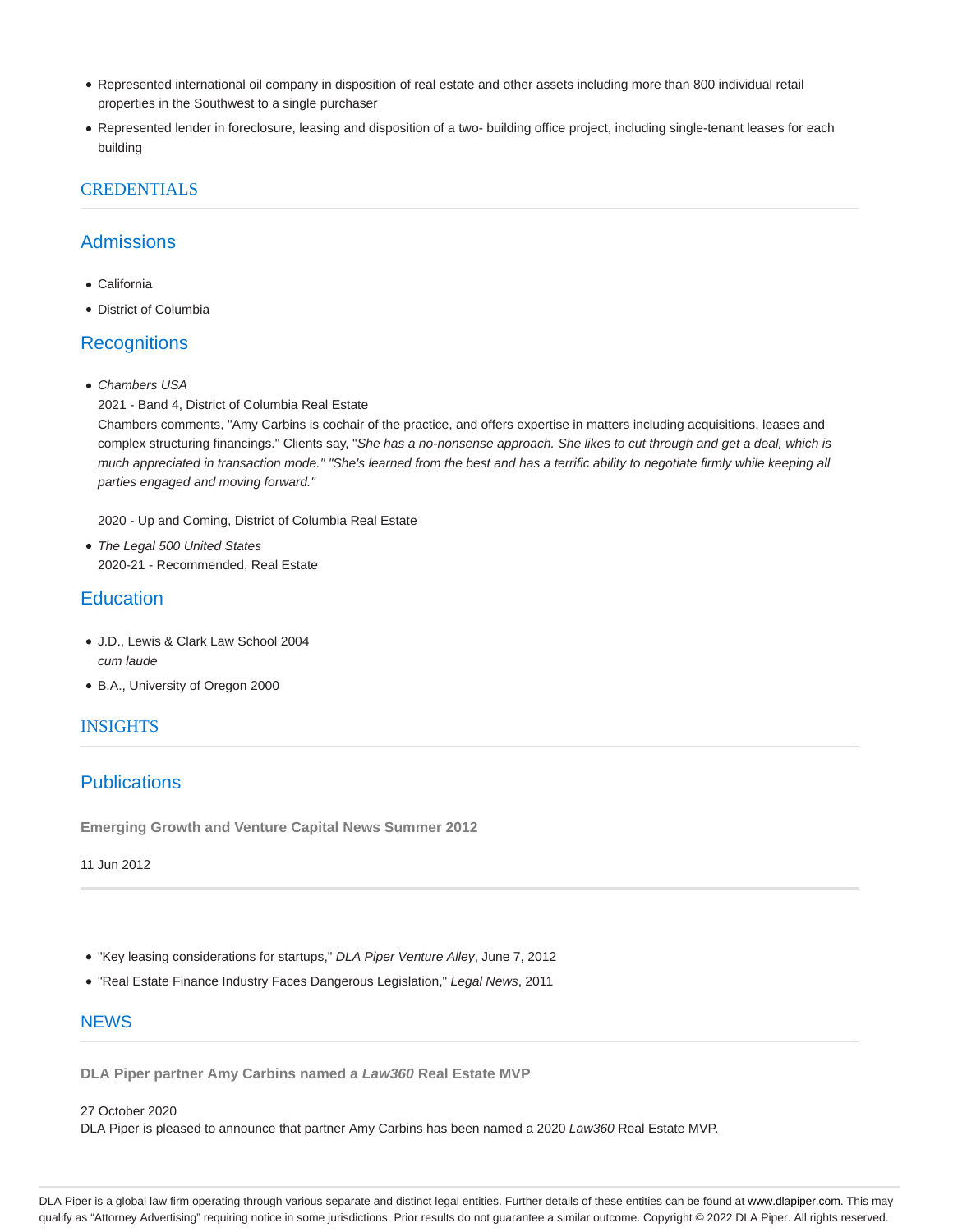- Represented international oil company in disposition of real estate and other assets including more than 800 individual retail properties in the Southwest to a single purchaser
- Represented lender in foreclosure, leasing and disposition of a two- building office project, including single-tenant leases for each building

# CREDENTIALS

## Admissions

- California
- District of Columbia

## Recognitions

- *Chambers USA*
  2021 - Band 4, District of Columbia Real Estate
  Chambers comments, "Amy Carbins is cochair of the practice, and offers expertise in matters including acquisitions, leases and complex structuring financings." Clients say, "*She has a no-nonsense approach. She likes to cut through and get a deal, which is much appreciated in transaction mode." "She's learned from the best and has a terrific ability to negotiate firmly while keeping all parties engaged and moving forward."*

  2020 - Up and Coming, District of Columbia Real Estate
- *The Legal 500 United States*
  2020-21 - Recommended, Real Estate

## Education

- J.D., Lewis & Clark Law School 2004
  *cum laude*
- B.A., University of Oregon 2000

# INSIGHTS

## Publications

**Emerging Growth and Venture Capital News Summer 2012**

11 Jun 2012

---

- "Key leasing considerations for startups," *DLA Piper Venture Alley*, June 7, 2012
- "Real Estate Finance Industry Faces Dangerous Legislation," *Legal News*, 2011

# NEWS

**DLA Piper partner Amy Carbins named a *Law360* Real Estate MVP**

27 October 2020
DLA Piper is pleased to announce that partner Amy Carbins has been named a 2020 *Law360* Real Estate MVP.

DLA Piper is a global law firm operating through various separate and distinct legal entities. Further details of these entities can be found at www.dlapiper.com. This may qualify as "Attorney Advertising" requiring notice in some jurisdictions. Prior results do not guarantee a similar outcome. Copyright © 2022 DLA Piper. All rights reserved.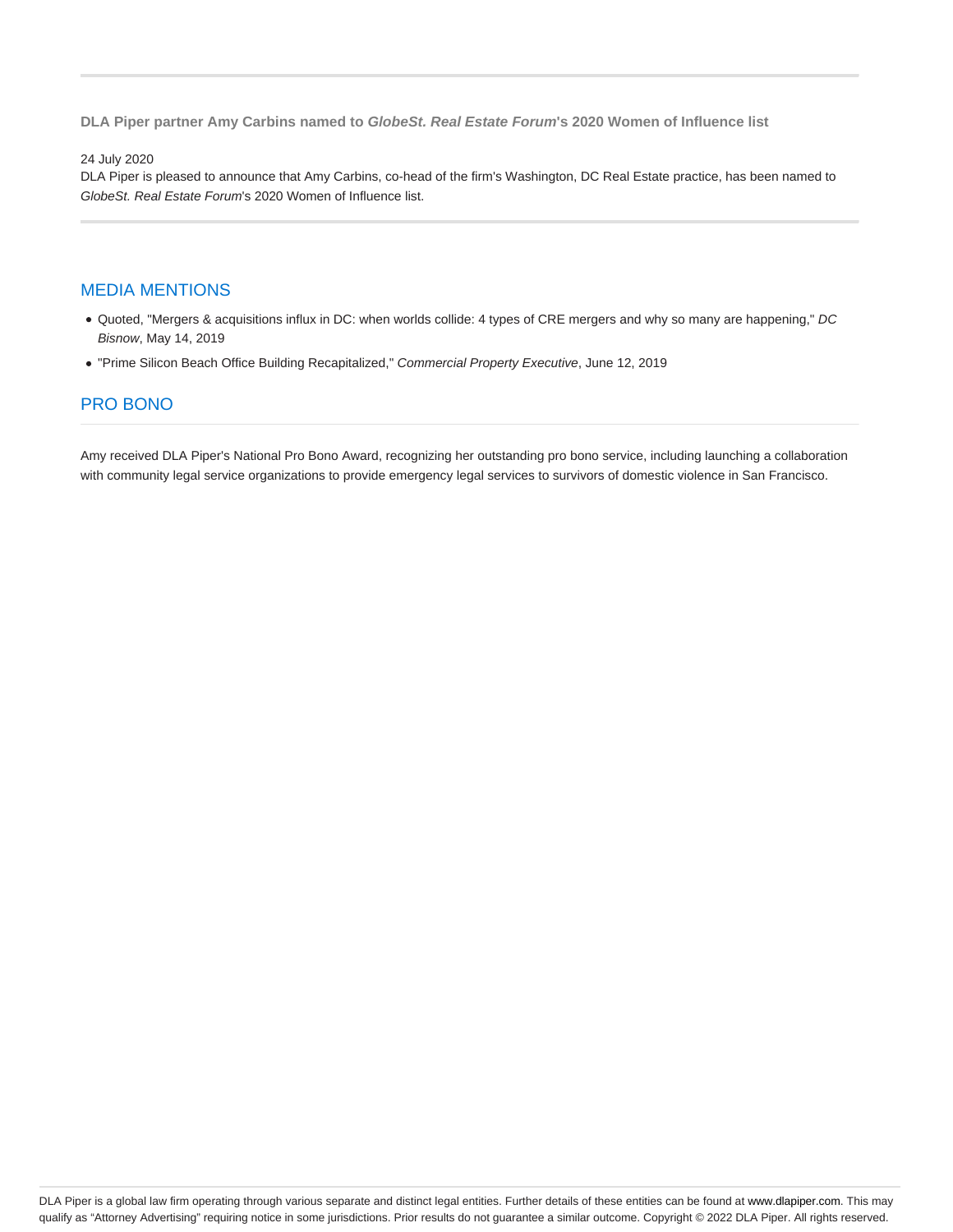**DLA Piper partner Amy Carbins named to *GlobeSt. Real Estate Forum*'s 2020 Women of Influence list**

24 July 2020

DLA Piper is pleased to announce that Amy Carbins, co-head of the firm's Washington, DC Real Estate practice, has been named to *GlobeSt. Real Estate Forum*'s 2020 Women of Influence list.

## MEDIA MENTIONS

- Quoted, "Mergers & acquisitions influx in DC: when worlds collide: 4 types of CRE mergers and why so many are happening," *DC Bisnow*, May 14, 2019
- "Prime Silicon Beach Office Building Recapitalized," *Commercial Property Executive*, June 12, 2019

## PRO BONO

Amy received DLA Piper's National Pro Bono Award, recognizing her outstanding pro bono service, including launching a collaboration with community legal service organizations to provide emergency legal services to survivors of domestic violence in San Francisco.

DLA Piper is a global law firm operating through various separate and distinct legal entities. Further details of these entities can be found at www.dlapiper.com. This may qualify as "Attorney Advertising" requiring notice in some jurisdictions. Prior results do not guarantee a similar outcome. Copyright © 2022 DLA Piper. All rights reserved.